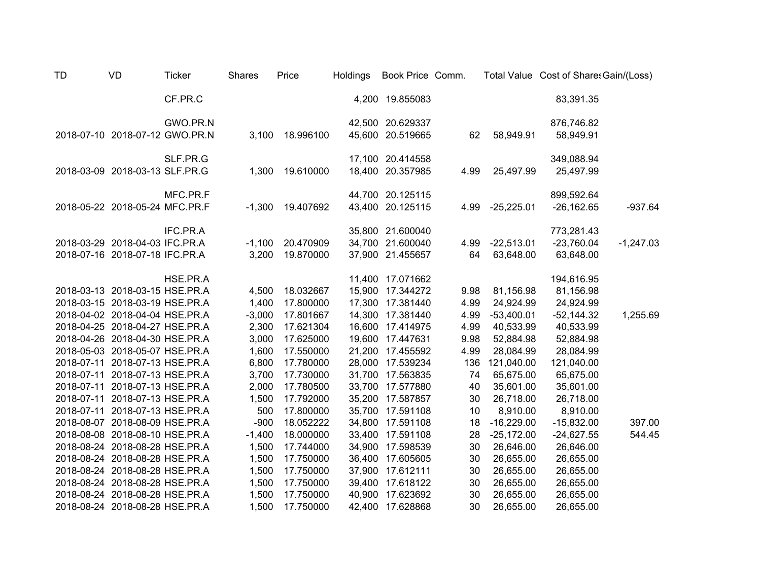| TD | VD | Ticker | Shares | Price | Holdings | Book Price | Comm. | Total Value | Cost of Shares | Gain/(Loss) |
|---|---|---|---|---|---|---|---|---|---|---|
| | | CF.PR.C | | | 4,200 | 19.855083 | | | 83,391.35 | |
| | | | | | | | | | | |
| | | GWO.PR.N | | | 42,500 | 20.629337 | | | 876,746.82 | |
| 2018-07-10 | 2018-07-12 | GWO.PR.N | 3,100 | 18.996100 | 45,600 | 20.519665 | 62 | 58,949.91 | 58,949.91 | |
| | | | | | | | | | | |
| | | SLF.PR.G | | | 17,100 | 20.414558 | | | 349,088.94 | |
| 2018-03-09 | 2018-03-13 | SLF.PR.G | 1,300 | 19.610000 | 18,400 | 20.357985 | 4.99 | 25,497.99 | 25,497.99 | |
| | | | | | | | | | | |
| | | MFC.PR.F | | | 44,700 | 20.125115 | | | 899,592.64 | |
| 2018-05-22 | 2018-05-24 | MFC.PR.F | -1,300 | 19.407692 | 43,400 | 20.125115 | 4.99 | -25,225.01 | -26,162.65 | -937.64 |
| | | | | | | | | | | |
| | | IFC.PR.A | | | 35,800 | 21.600040 | | | 773,281.43 | |
| 2018-03-29 | 2018-04-03 | IFC.PR.A | -1,100 | 20.470909 | 34,700 | 21.600040 | 4.99 | -22,513.01 | -23,760.04 | -1,247.03 |
| 2018-07-16 | 2018-07-18 | IFC.PR.A | 3,200 | 19.870000 | 37,900 | 21.455657 | 64 | 63,648.00 | 63,648.00 | |
| | | | | | | | | | | |
| | | HSE.PR.A | | | 11,400 | 17.071662 | | | 194,616.95 | |
| 2018-03-13 | 2018-03-15 | HSE.PR.A | 4,500 | 18.032667 | 15,900 | 17.344272 | 9.98 | 81,156.98 | 81,156.98 | |
| 2018-03-15 | 2018-03-19 | HSE.PR.A | 1,400 | 17.800000 | 17,300 | 17.381440 | 4.99 | 24,924.99 | 24,924.99 | |
| 2018-04-02 | 2018-04-04 | HSE.PR.A | -3,000 | 17.801667 | 14,300 | 17.381440 | 4.99 | -53,400.01 | -52,144.32 | 1,255.69 |
| 2018-04-25 | 2018-04-27 | HSE.PR.A | 2,300 | 17.621304 | 16,600 | 17.414975 | 4.99 | 40,533.99 | 40,533.99 | |
| 2018-04-26 | 2018-04-30 | HSE.PR.A | 3,000 | 17.625000 | 19,600 | 17.447631 | 9.98 | 52,884.98 | 52,884.98 | |
| 2018-05-03 | 2018-05-07 | HSE.PR.A | 1,600 | 17.550000 | 21,200 | 17.455592 | 4.99 | 28,084.99 | 28,084.99 | |
| 2018-07-11 | 2018-07-13 | HSE.PR.A | 6,800 | 17.780000 | 28,000 | 17.539234 | 136 | 121,040.00 | 121,040.00 | |
| 2018-07-11 | 2018-07-13 | HSE.PR.A | 3,700 | 17.730000 | 31,700 | 17.563835 | 74 | 65,675.00 | 65,675.00 | |
| 2018-07-11 | 2018-07-13 | HSE.PR.A | 2,000 | 17.780500 | 33,700 | 17.577880 | 40 | 35,601.00 | 35,601.00 | |
| 2018-07-11 | 2018-07-13 | HSE.PR.A | 1,500 | 17.792000 | 35,200 | 17.587857 | 30 | 26,718.00 | 26,718.00 | |
| 2018-07-11 | 2018-07-13 | HSE.PR.A | 500 | 17.800000 | 35,700 | 17.591108 | 10 | 8,910.00 | 8,910.00 | |
| 2018-08-07 | 2018-08-09 | HSE.PR.A | -900 | 18.052222 | 34,800 | 17.591108 | 18 | -16,229.00 | -15,832.00 | 397.00 |
| 2018-08-08 | 2018-08-10 | HSE.PR.A | -1,400 | 18.000000 | 33,400 | 17.591108 | 28 | -25,172.00 | -24,627.55 | 544.45 |
| 2018-08-24 | 2018-08-28 | HSE.PR.A | 1,500 | 17.744000 | 34,900 | 17.598539 | 30 | 26,646.00 | 26,646.00 | |
| 2018-08-24 | 2018-08-28 | HSE.PR.A | 1,500 | 17.750000 | 36,400 | 17.605605 | 30 | 26,655.00 | 26,655.00 | |
| 2018-08-24 | 2018-08-28 | HSE.PR.A | 1,500 | 17.750000 | 37,900 | 17.612111 | 30 | 26,655.00 | 26,655.00 | |
| 2018-08-24 | 2018-08-28 | HSE.PR.A | 1,500 | 17.750000 | 39,400 | 17.618122 | 30 | 26,655.00 | 26,655.00 | |
| 2018-08-24 | 2018-08-28 | HSE.PR.A | 1,500 | 17.750000 | 40,900 | 17.623692 | 30 | 26,655.00 | 26,655.00 | |
| 2018-08-24 | 2018-08-28 | HSE.PR.A | 1,500 | 17.750000 | 42,400 | 17.628868 | 30 | 26,655.00 | 26,655.00 | |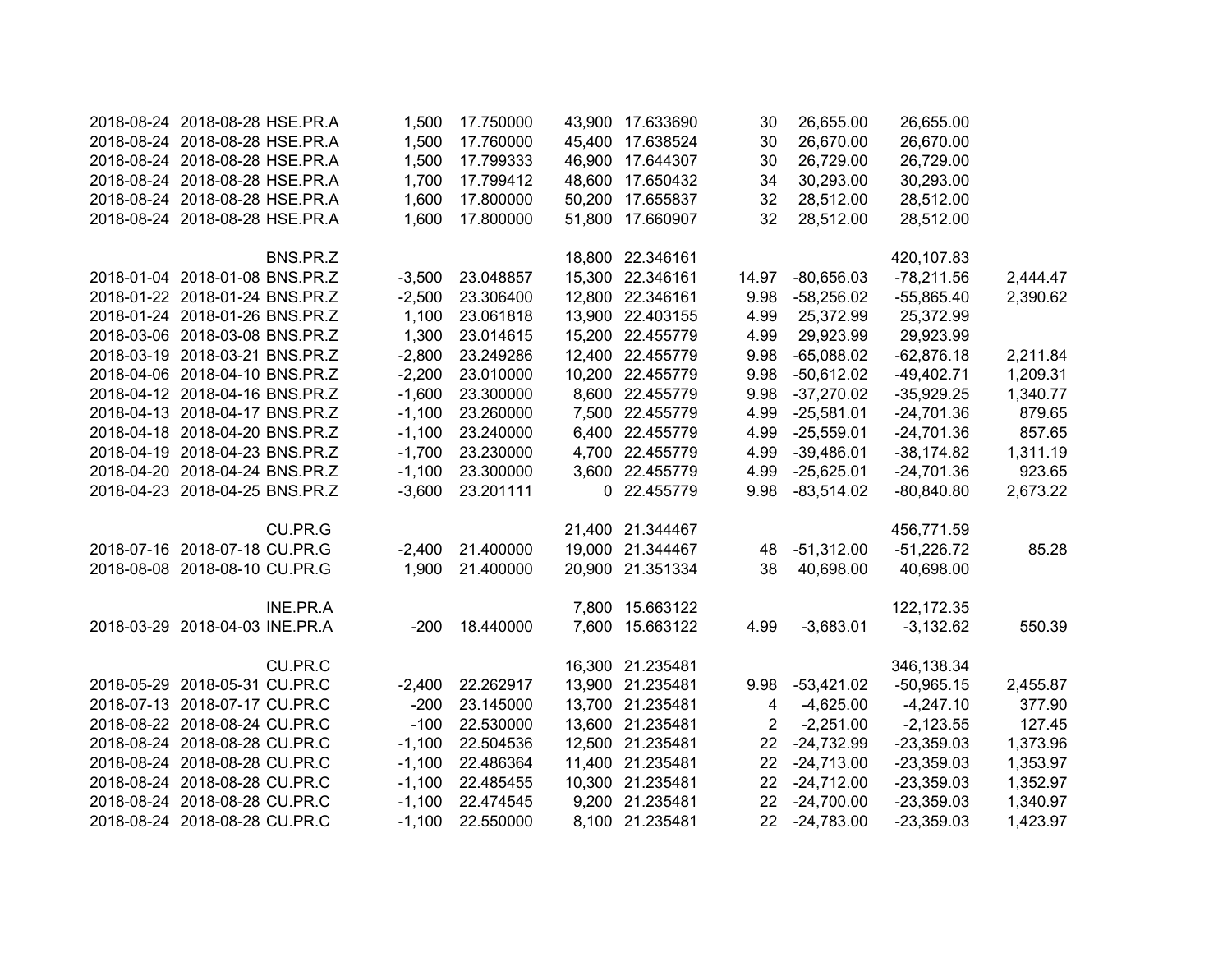| | | | | | | | | | | |
|---|---|---|---|---|---|---|---|---|---|---|
| 2018-08-24 | 2018-08-28 | HSE.PR.A | 1,500 | 17.750000 | 43,900 | 17.633690 | 30 | 26,655.00 | 26,655.00 | |
| 2018-08-24 | 2018-08-28 | HSE.PR.A | 1,500 | 17.760000 | 45,400 | 17.638524 | 30 | 26,670.00 | 26,670.00 | |
| 2018-08-24 | 2018-08-28 | HSE.PR.A | 1,500 | 17.799333 | 46,900 | 17.644307 | 30 | 26,729.00 | 26,729.00 | |
| 2018-08-24 | 2018-08-28 | HSE.PR.A | 1,700 | 17.799412 | 48,600 | 17.650432 | 34 | 30,293.00 | 30,293.00 | |
| 2018-08-24 | 2018-08-28 | HSE.PR.A | 1,600 | 17.800000 | 50,200 | 17.655837 | 32 | 28,512.00 | 28,512.00 | |
| 2018-08-24 | 2018-08-28 | HSE.PR.A | 1,600 | 17.800000 | 51,800 | 17.660907 | 32 | 28,512.00 | 28,512.00 | |
| | | | | | | | | | | |
| | | BNS.PR.Z | | | 18,800 | 22.346161 | | | 420,107.83 | |
| 2018-01-04 | 2018-01-08 | BNS.PR.Z | -3,500 | 23.048857 | 15,300 | 22.346161 | 14.97 | -80,656.03 | -78,211.56 | 2,444.47 |
| 2018-01-22 | 2018-01-24 | BNS.PR.Z | -2,500 | 23.306400 | 12,800 | 22.346161 | 9.98 | -58,256.02 | -55,865.40 | 2,390.62 |
| 2018-01-24 | 2018-01-26 | BNS.PR.Z | 1,100 | 23.061818 | 13,900 | 22.403155 | 4.99 | 25,372.99 | 25,372.99 | |
| 2018-03-06 | 2018-03-08 | BNS.PR.Z | 1,300 | 23.014615 | 15,200 | 22.455779 | 4.99 | 29,923.99 | 29,923.99 | |
| 2018-03-19 | 2018-03-21 | BNS.PR.Z | -2,800 | 23.249286 | 12,400 | 22.455779 | 9.98 | -65,088.02 | -62,876.18 | 2,211.84 |
| 2018-04-06 | 2018-04-10 | BNS.PR.Z | -2,200 | 23.010000 | 10,200 | 22.455779 | 9.98 | -50,612.02 | -49,402.71 | 1,209.31 |
| 2018-04-12 | 2018-04-16 | BNS.PR.Z | -1,600 | 23.300000 | 8,600 | 22.455779 | 9.98 | -37,270.02 | -35,929.25 | 1,340.77 |
| 2018-04-13 | 2018-04-17 | BNS.PR.Z | -1,100 | 23.260000 | 7,500 | 22.455779 | 4.99 | -25,581.01 | -24,701.36 | 879.65 |
| 2018-04-18 | 2018-04-20 | BNS.PR.Z | -1,100 | 23.240000 | 6,400 | 22.455779 | 4.99 | -25,559.01 | -24,701.36 | 857.65 |
| 2018-04-19 | 2018-04-23 | BNS.PR.Z | -1,700 | 23.230000 | 4,700 | 22.455779 | 4.99 | -39,486.01 | -38,174.82 | 1,311.19 |
| 2018-04-20 | 2018-04-24 | BNS.PR.Z | -1,100 | 23.300000 | 3,600 | 22.455779 | 4.99 | -25,625.01 | -24,701.36 | 923.65 |
| 2018-04-23 | 2018-04-25 | BNS.PR.Z | -3,600 | 23.201111 | 0 | 22.455779 | 9.98 | -83,514.02 | -80,840.80 | 2,673.22 |
| | | | | | | | | | | |
| | | CU.PR.G | | | 21,400 | 21.344467 | | | 456,771.59 | |
| 2018-07-16 | 2018-07-18 | CU.PR.G | -2,400 | 21.400000 | 19,000 | 21.344467 | 48 | -51,312.00 | -51,226.72 | 85.28 |
| 2018-08-08 | 2018-08-10 | CU.PR.G | 1,900 | 21.400000 | 20,900 | 21.351334 | 38 | 40,698.00 | 40,698.00 | |
| | | | | | | | | | | |
| | | INE.PR.A | | | 7,800 | 15.663122 | | | 122,172.35 | |
| 2018-03-29 | 2018-04-03 | INE.PR.A | -200 | 18.440000 | 7,600 | 15.663122 | 4.99 | -3,683.01 | -3,132.62 | 550.39 |
| | | | | | | | | | | |
| | | CU.PR.C | | | 16,300 | 21.235481 | | | 346,138.34 | |
| 2018-05-29 | 2018-05-31 | CU.PR.C | -2,400 | 22.262917 | 13,900 | 21.235481 | 9.98 | -53,421.02 | -50,965.15 | 2,455.87 |
| 2018-07-13 | 2018-07-17 | CU.PR.C | -200 | 23.145000 | 13,700 | 21.235481 | 4 | -4,625.00 | -4,247.10 | 377.90 |
| 2018-08-22 | 2018-08-24 | CU.PR.C | -100 | 22.530000 | 13,600 | 21.235481 | 2 | -2,251.00 | -2,123.55 | 127.45 |
| 2018-08-24 | 2018-08-28 | CU.PR.C | -1,100 | 22.504536 | 12,500 | 21.235481 | 22 | -24,732.99 | -23,359.03 | 1,373.96 |
| 2018-08-24 | 2018-08-28 | CU.PR.C | -1,100 | 22.486364 | 11,400 | 21.235481 | 22 | -24,713.00 | -23,359.03 | 1,353.97 |
| 2018-08-24 | 2018-08-28 | CU.PR.C | -1,100 | 22.485455 | 10,300 | 21.235481 | 22 | -24,712.00 | -23,359.03 | 1,352.97 |
| 2018-08-24 | 2018-08-28 | CU.PR.C | -1,100 | 22.474545 | 9,200 | 21.235481 | 22 | -24,700.00 | -23,359.03 | 1,340.97 |
| 2018-08-24 | 2018-08-28 | CU.PR.C | -1,100 | 22.550000 | 8,100 | 21.235481 | 22 | -24,783.00 | -23,359.03 | 1,423.97 |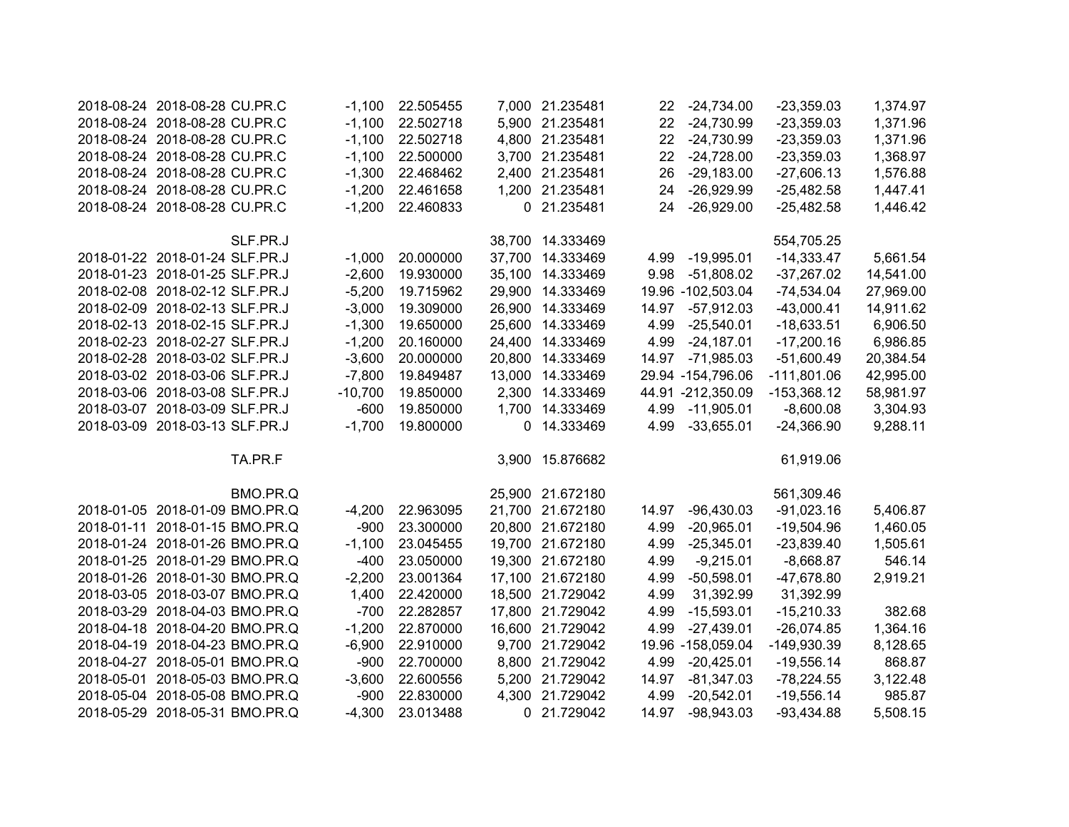| | | | | | | | | | | |
|---|---|---|---|---|---|---|---|---|---|---|
| 2018-08-24 | 2018-08-28 | CU.PR.C | -1,100 | 22.505455 | 7,000 | 21.235481 | 22 | -24,734.00 | -23,359.03 | 1,374.97 |
| 2018-08-24 | 2018-08-28 | CU.PR.C | -1,100 | 22.502718 | 5,900 | 21.235481 | 22 | -24,730.99 | -23,359.03 | 1,371.96 |
| 2018-08-24 | 2018-08-28 | CU.PR.C | -1,100 | 22.502718 | 4,800 | 21.235481 | 22 | -24,730.99 | -23,359.03 | 1,371.96 |
| 2018-08-24 | 2018-08-28 | CU.PR.C | -1,100 | 22.500000 | 3,700 | 21.235481 | 22 | -24,728.00 | -23,359.03 | 1,368.97 |
| 2018-08-24 | 2018-08-28 | CU.PR.C | -1,300 | 22.468462 | 2,400 | 21.235481 | 26 | -29,183.00 | -27,606.13 | 1,576.88 |
| 2018-08-24 | 2018-08-28 | CU.PR.C | -1,200 | 22.461658 | 1,200 | 21.235481 | 24 | -26,929.99 | -25,482.58 | 1,447.41 |
| 2018-08-24 | 2018-08-28 | CU.PR.C | -1,200 | 22.460833 | 0 | 21.235481 | 24 | -26,929.00 | -25,482.58 | 1,446.42 |
| | | | | | | | | | | |
| | | SLF.PR.J | | | 38,700 | 14.333469 | | | 554,705.25 | |
| 2018-01-22 | 2018-01-24 | SLF.PR.J | -1,000 | 20.000000 | 37,700 | 14.333469 | 4.99 | -19,995.01 | -14,333.47 | 5,661.54 |
| 2018-01-23 | 2018-01-25 | SLF.PR.J | -2,600 | 19.930000 | 35,100 | 14.333469 | 9.98 | -51,808.02 | -37,267.02 | 14,541.00 |
| 2018-02-08 | 2018-02-12 | SLF.PR.J | -5,200 | 19.715962 | 29,900 | 14.333469 | 19.96 | -102,503.04 | -74,534.04 | 27,969.00 |
| 2018-02-09 | 2018-02-13 | SLF.PR.J | -3,000 | 19.309000 | 26,900 | 14.333469 | 14.97 | -57,912.03 | -43,000.41 | 14,911.62 |
| 2018-02-13 | 2018-02-15 | SLF.PR.J | -1,300 | 19.650000 | 25,600 | 14.333469 | 4.99 | -25,540.01 | -18,633.51 | 6,906.50 |
| 2018-02-23 | 2018-02-27 | SLF.PR.J | -1,200 | 20.160000 | 24,400 | 14.333469 | 4.99 | -24,187.01 | -17,200.16 | 6,986.85 |
| 2018-02-28 | 2018-03-02 | SLF.PR.J | -3,600 | 20.000000 | 20,800 | 14.333469 | 14.97 | -71,985.03 | -51,600.49 | 20,384.54 |
| 2018-03-02 | 2018-03-06 | SLF.PR.J | -7,800 | 19.849487 | 13,000 | 14.333469 | 29.94 | -154,796.06 | -111,801.06 | 42,995.00 |
| 2018-03-06 | 2018-03-08 | SLF.PR.J | -10,700 | 19.850000 | 2,300 | 14.333469 | 44.91 | -212,350.09 | -153,368.12 | 58,981.97 |
| 2018-03-07 | 2018-03-09 | SLF.PR.J | -600 | 19.850000 | 1,700 | 14.333469 | 4.99 | -11,905.01 | -8,600.08 | 3,304.93 |
| 2018-03-09 | 2018-03-13 | SLF.PR.J | -1,700 | 19.800000 | 0 | 14.333469 | 4.99 | -33,655.01 | -24,366.90 | 9,288.11 |
| | | | | | | | | | | |
| | | TA.PR.F | | | 3,900 | 15.876682 | | | 61,919.06 | |
| | | | | | | | | | | |
| | | BMO.PR.Q | | | 25,900 | 21.672180 | | | 561,309.46 | |
| 2018-01-05 | 2018-01-09 | BMO.PR.Q | -4,200 | 22.963095 | 21,700 | 21.672180 | 14.97 | -96,430.03 | -91,023.16 | 5,406.87 |
| 2018-01-11 | 2018-01-15 | BMO.PR.Q | -900 | 23.300000 | 20,800 | 21.672180 | 4.99 | -20,965.01 | -19,504.96 | 1,460.05 |
| 2018-01-24 | 2018-01-26 | BMO.PR.Q | -1,100 | 23.045455 | 19,700 | 21.672180 | 4.99 | -25,345.01 | -23,839.40 | 1,505.61 |
| 2018-01-25 | 2018-01-29 | BMO.PR.Q | -400 | 23.050000 | 19,300 | 21.672180 | 4.99 | -9,215.01 | -8,668.87 | 546.14 |
| 2018-01-26 | 2018-01-30 | BMO.PR.Q | -2,200 | 23.001364 | 17,100 | 21.672180 | 4.99 | -50,598.01 | -47,678.80 | 2,919.21 |
| 2018-03-05 | 2018-03-07 | BMO.PR.Q | 1,400 | 22.420000 | 18,500 | 21.729042 | 4.99 | 31,392.99 | 31,392.99 | |
| 2018-03-29 | 2018-04-03 | BMO.PR.Q | -700 | 22.282857 | 17,800 | 21.729042 | 4.99 | -15,593.01 | -15,210.33 | 382.68 |
| 2018-04-18 | 2018-04-20 | BMO.PR.Q | -1,200 | 22.870000 | 16,600 | 21.729042 | 4.99 | -27,439.01 | -26,074.85 | 1,364.16 |
| 2018-04-19 | 2018-04-23 | BMO.PR.Q | -6,900 | 22.910000 | 9,700 | 21.729042 | 19.96 | -158,059.04 | -149,930.39 | 8,128.65 |
| 2018-04-27 | 2018-05-01 | BMO.PR.Q | -900 | 22.700000 | 8,800 | 21.729042 | 4.99 | -20,425.01 | -19,556.14 | 868.87 |
| 2018-05-01 | 2018-05-03 | BMO.PR.Q | -3,600 | 22.600556 | 5,200 | 21.729042 | 14.97 | -81,347.03 | -78,224.55 | 3,122.48 |
| 2018-05-04 | 2018-05-08 | BMO.PR.Q | -900 | 22.830000 | 4,300 | 21.729042 | 4.99 | -20,542.01 | -19,556.14 | 985.87 |
| 2018-05-29 | 2018-05-31 | BMO.PR.Q | -4,300 | 23.013488 | 0 | 21.729042 | 14.97 | -98,943.03 | -93,434.88 | 5,508.15 |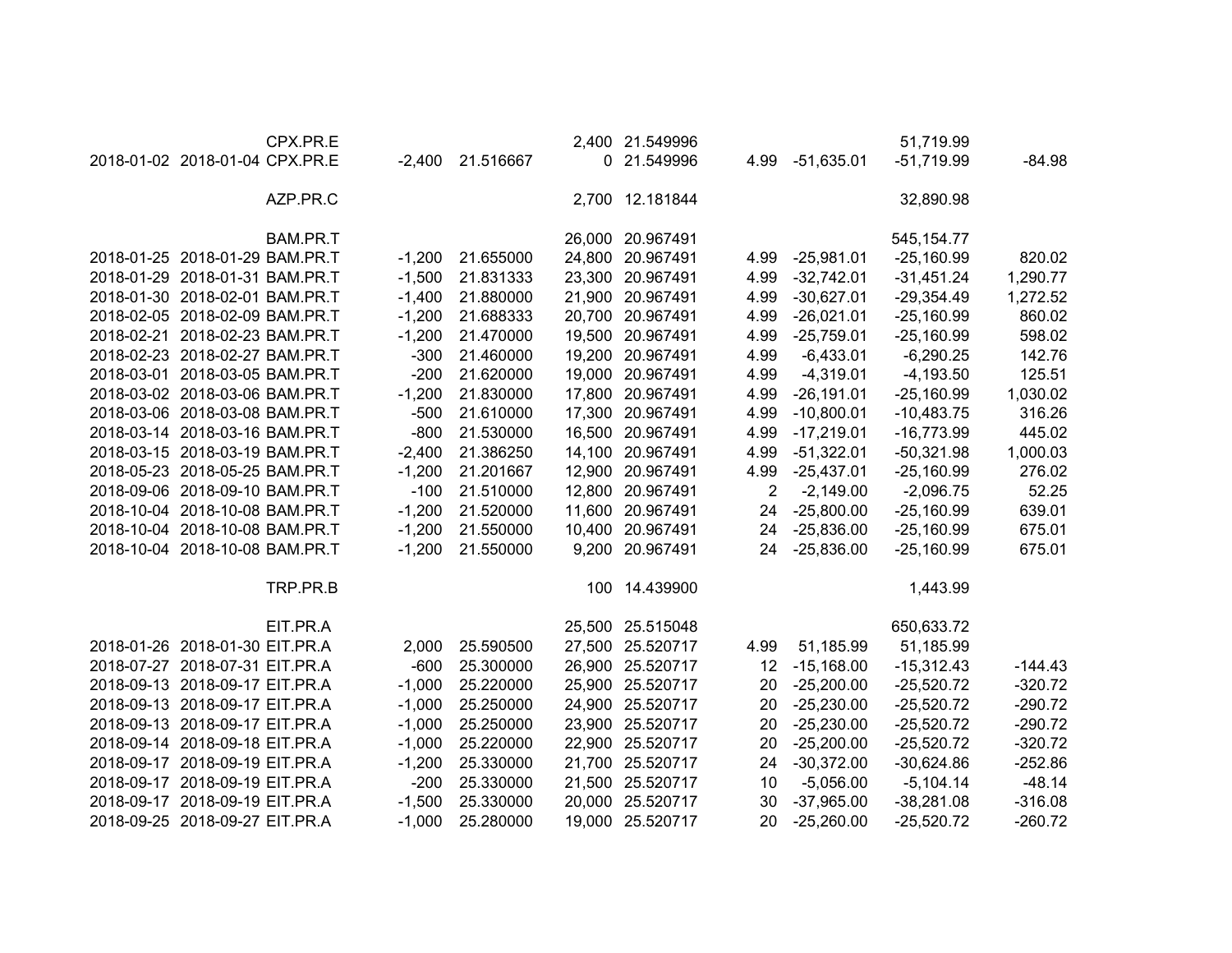| | | | | | | | | | | |
|---|---|---|---|---|---|---|---|---|---|---|
| | | CPX.PR.E | | | 2,400 | 21.549996 | | | 51,719.99 | |
| 2018-01-02 | 2018-01-04 | CPX.PR.E | -2,400 | 21.516667 | 0 | 21.549996 | 4.99 | -51,635.01 | -51,719.99 | -84.98 |
| | | | | | | | | | | |
| | | AZP.PR.C | | | 2,700 | 12.181844 | | | 32,890.98 | |
| | | | | | | | | | | |
| | | BAM.PR.T | | | 26,000 | 20.967491 | | | 545,154.77 | |
| 2018-01-25 | 2018-01-29 | BAM.PR.T | -1,200 | 21.655000 | 24,800 | 20.967491 | 4.99 | -25,981.01 | -25,160.99 | 820.02 |
| 2018-01-29 | 2018-01-31 | BAM.PR.T | -1,500 | 21.831333 | 23,300 | 20.967491 | 4.99 | -32,742.01 | -31,451.24 | 1,290.77 |
| 2018-01-30 | 2018-02-01 | BAM.PR.T | -1,400 | 21.880000 | 21,900 | 20.967491 | 4.99 | -30,627.01 | -29,354.49 | 1,272.52 |
| 2018-02-05 | 2018-02-09 | BAM.PR.T | -1,200 | 21.688333 | 20,700 | 20.967491 | 4.99 | -26,021.01 | -25,160.99 | 860.02 |
| 2018-02-21 | 2018-02-23 | BAM.PR.T | -1,200 | 21.470000 | 19,500 | 20.967491 | 4.99 | -25,759.01 | -25,160.99 | 598.02 |
| 2018-02-23 | 2018-02-27 | BAM.PR.T | -300 | 21.460000 | 19,200 | 20.967491 | 4.99 | -6,433.01 | -6,290.25 | 142.76 |
| 2018-03-01 | 2018-03-05 | BAM.PR.T | -200 | 21.620000 | 19,000 | 20.967491 | 4.99 | -4,319.01 | -4,193.50 | 125.51 |
| 2018-03-02 | 2018-03-06 | BAM.PR.T | -1,200 | 21.830000 | 17,800 | 20.967491 | 4.99 | -26,191.01 | -25,160.99 | 1,030.02 |
| 2018-03-06 | 2018-03-08 | BAM.PR.T | -500 | 21.610000 | 17,300 | 20.967491 | 4.99 | -10,800.01 | -10,483.75 | 316.26 |
| 2018-03-14 | 2018-03-16 | BAM.PR.T | -800 | 21.530000 | 16,500 | 20.967491 | 4.99 | -17,219.01 | -16,773.99 | 445.02 |
| 2018-03-15 | 2018-03-19 | BAM.PR.T | -2,400 | 21.386250 | 14,100 | 20.967491 | 4.99 | -51,322.01 | -50,321.98 | 1,000.03 |
| 2018-05-23 | 2018-05-25 | BAM.PR.T | -1,200 | 21.201667 | 12,900 | 20.967491 | 4.99 | -25,437.01 | -25,160.99 | 276.02 |
| 2018-09-06 | 2018-09-10 | BAM.PR.T | -100 | 21.510000 | 12,800 | 20.967491 | 2 | -2,149.00 | -2,096.75 | 52.25 |
| 2018-10-04 | 2018-10-08 | BAM.PR.T | -1,200 | 21.520000 | 11,600 | 20.967491 | 24 | -25,800.00 | -25,160.99 | 639.01 |
| 2018-10-04 | 2018-10-08 | BAM.PR.T | -1,200 | 21.550000 | 10,400 | 20.967491 | 24 | -25,836.00 | -25,160.99 | 675.01 |
| 2018-10-04 | 2018-10-08 | BAM.PR.T | -1,200 | 21.550000 | 9,200 | 20.967491 | 24 | -25,836.00 | -25,160.99 | 675.01 |
| | | | | | | | | | | |
| | | TRP.PR.B | | | 100 | 14.439900 | | | 1,443.99 | |
| | | | | | | | | | | |
| | | EIT.PR.A | | | 25,500 | 25.515048 | | | 650,633.72 | |
| 2018-01-26 | 2018-01-30 | EIT.PR.A | 2,000 | 25.590500 | 27,500 | 25.520717 | 4.99 | 51,185.99 | 51,185.99 | |
| 2018-07-27 | 2018-07-31 | EIT.PR.A | -600 | 25.300000 | 26,900 | 25.520717 | 12 | -15,168.00 | -15,312.43 | -144.43 |
| 2018-09-13 | 2018-09-17 | EIT.PR.A | -1,000 | 25.220000 | 25,900 | 25.520717 | 20 | -25,200.00 | -25,520.72 | -320.72 |
| 2018-09-13 | 2018-09-17 | EIT.PR.A | -1,000 | 25.250000 | 24,900 | 25.520717 | 20 | -25,230.00 | -25,520.72 | -290.72 |
| 2018-09-13 | 2018-09-17 | EIT.PR.A | -1,000 | 25.250000 | 23,900 | 25.520717 | 20 | -25,230.00 | -25,520.72 | -290.72 |
| 2018-09-14 | 2018-09-18 | EIT.PR.A | -1,000 | 25.220000 | 22,900 | 25.520717 | 20 | -25,200.00 | -25,520.72 | -320.72 |
| 2018-09-17 | 2018-09-19 | EIT.PR.A | -1,200 | 25.330000 | 21,700 | 25.520717 | 24 | -30,372.00 | -30,624.86 | -252.86 |
| 2018-09-17 | 2018-09-19 | EIT.PR.A | -200 | 25.330000 | 21,500 | 25.520717 | 10 | -5,056.00 | -5,104.14 | -48.14 |
| 2018-09-17 | 2018-09-19 | EIT.PR.A | -1,500 | 25.330000 | 20,000 | 25.520717 | 30 | -37,965.00 | -38,281.08 | -316.08 |
| 2018-09-25 | 2018-09-27 | EIT.PR.A | -1,000 | 25.280000 | 19,000 | 25.520717 | 20 | -25,260.00 | -25,520.72 | -260.72 |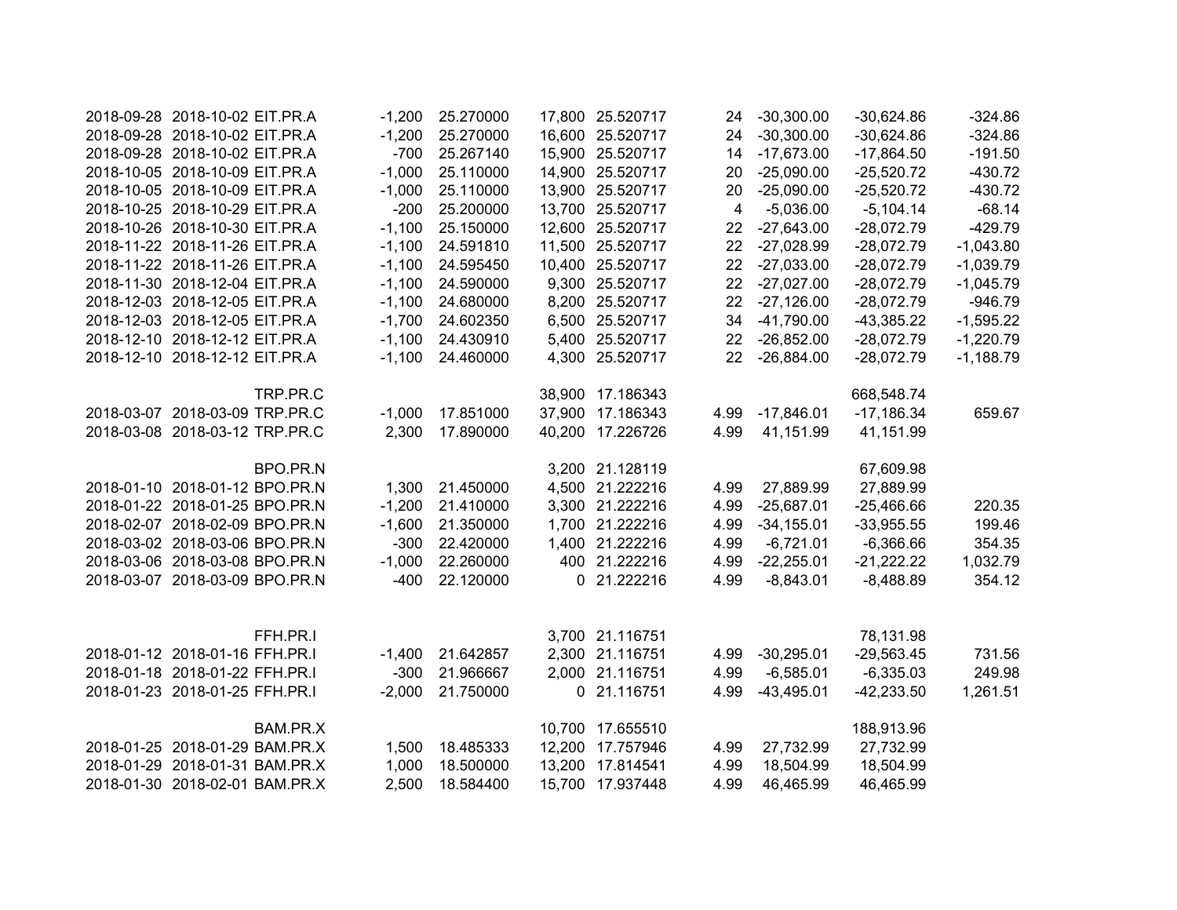| | | | | | | | | | | |
|---|---|---|---|---|---|---|---|---|---|---|
| 2018-09-28 | 2018-10-02 | EIT.PR.A | -1,200 | 25.270000 | 17,800 | 25.520717 | 24 | -30,300.00 | -30,624.86 | -324.86 |
| 2018-09-28 | 2018-10-02 | EIT.PR.A | -1,200 | 25.270000 | 16,600 | 25.520717 | 24 | -30,300.00 | -30,624.86 | -324.86 |
| 2018-09-28 | 2018-10-02 | EIT.PR.A | -700 | 25.267140 | 15,900 | 25.520717 | 14 | -17,673.00 | -17,864.50 | -191.50 |
| 2018-10-05 | 2018-10-09 | EIT.PR.A | -1,000 | 25.110000 | 14,900 | 25.520717 | 20 | -25,090.00 | -25,520.72 | -430.72 |
| 2018-10-05 | 2018-10-09 | EIT.PR.A | -1,000 | 25.110000 | 13,900 | 25.520717 | 20 | -25,090.00 | -25,520.72 | -430.72 |
| 2018-10-25 | 2018-10-29 | EIT.PR.A | -200 | 25.200000 | 13,700 | 25.520717 | 4 | -5,036.00 | -5,104.14 | -68.14 |
| 2018-10-26 | 2018-10-30 | EIT.PR.A | -1,100 | 25.150000 | 12,600 | 25.520717 | 22 | -27,643.00 | -28,072.79 | -429.79 |
| 2018-11-22 | 2018-11-26 | EIT.PR.A | -1,100 | 24.591810 | 11,500 | 25.520717 | 22 | -27,028.99 | -28,072.79 | -1,043.80 |
| 2018-11-22 | 2018-11-26 | EIT.PR.A | -1,100 | 24.595450 | 10,400 | 25.520717 | 22 | -27,033.00 | -28,072.79 | -1,039.79 |
| 2018-11-30 | 2018-12-04 | EIT.PR.A | -1,100 | 24.590000 | 9,300 | 25.520717 | 22 | -27,027.00 | -28,072.79 | -1,045.79 |
| 2018-12-03 | 2018-12-05 | EIT.PR.A | -1,100 | 24.680000 | 8,200 | 25.520717 | 22 | -27,126.00 | -28,072.79 | -946.79 |
| 2018-12-03 | 2018-12-05 | EIT.PR.A | -1,700 | 24.602350 | 6,500 | 25.520717 | 34 | -41,790.00 | -43,385.22 | -1,595.22 |
| 2018-12-10 | 2018-12-12 | EIT.PR.A | -1,100 | 24.430910 | 5,400 | 25.520717 | 22 | -26,852.00 | -28,072.79 | -1,220.79 |
| 2018-12-10 | 2018-12-12 | EIT.PR.A | -1,100 | 24.460000 | 4,300 | 25.520717 | 22 | -26,884.00 | -28,072.79 | -1,188.79 |
| | | | | | | | | | | |
| | | TRP.PR.C | | | 38,900 | 17.186343 | | | 668,548.74 | |
| 2018-03-07 | 2018-03-09 | TRP.PR.C | -1,000 | 17.851000 | 37,900 | 17.186343 | 4.99 | -17,846.01 | -17,186.34 | 659.67 |
| 2018-03-08 | 2018-03-12 | TRP.PR.C | 2,300 | 17.890000 | 40,200 | 17.226726 | 4.99 | 41,151.99 | 41,151.99 | |
| | | | | | | | | | | |
| | | BPO.PR.N | | | 3,200 | 21.128119 | | | 67,609.98 | |
| 2018-01-10 | 2018-01-12 | BPO.PR.N | 1,300 | 21.450000 | 4,500 | 21.222216 | 4.99 | 27,889.99 | 27,889.99 | |
| 2018-01-22 | 2018-01-25 | BPO.PR.N | -1,200 | 21.410000 | 3,300 | 21.222216 | 4.99 | -25,687.01 | -25,466.66 | 220.35 |
| 2018-02-07 | 2018-02-09 | BPO.PR.N | -1,600 | 21.350000 | 1,700 | 21.222216 | 4.99 | -34,155.01 | -33,955.55 | 199.46 |
| 2018-03-02 | 2018-03-06 | BPO.PR.N | -300 | 22.420000 | 1,400 | 21.222216 | 4.99 | -6,721.01 | -6,366.66 | 354.35 |
| 2018-03-06 | 2018-03-08 | BPO.PR.N | -1,000 | 22.260000 | 400 | 21.222216 | 4.99 | -22,255.01 | -21,222.22 | 1,032.79 |
| 2018-03-07 | 2018-03-09 | BPO.PR.N | -400 | 22.120000 | 0 | 21.222216 | 4.99 | -8,843.01 | -8,488.89 | 354.12 |
| | | | | | | | | | | |
| | | FFH.PR.I | | | 3,700 | 21.116751 | | | 78,131.98 | |
| 2018-01-12 | 2018-01-16 | FFH.PR.I | -1,400 | 21.642857 | 2,300 | 21.116751 | 4.99 | -30,295.01 | -29,563.45 | 731.56 |
| 2018-01-18 | 2018-01-22 | FFH.PR.I | -300 | 21.966667 | 2,000 | 21.116751 | 4.99 | -6,585.01 | -6,335.03 | 249.98 |
| 2018-01-23 | 2018-01-25 | FFH.PR.I | -2,000 | 21.750000 | 0 | 21.116751 | 4.99 | -43,495.01 | -42,233.50 | 1,261.51 |
| | | | | | | | | | | |
| | | BAM.PR.X | | | 10,700 | 17.655510 | | | 188,913.96 | |
| 2018-01-25 | 2018-01-29 | BAM.PR.X | 1,500 | 18.485333 | 12,200 | 17.757946 | 4.99 | 27,732.99 | 27,732.99 | |
| 2018-01-29 | 2018-01-31 | BAM.PR.X | 1,000 | 18.500000 | 13,200 | 17.814541 | 4.99 | 18,504.99 | 18,504.99 | |
| 2018-01-30 | 2018-02-01 | BAM.PR.X | 2,500 | 18.584400 | 15,700 | 17.937448 | 4.99 | 46,465.99 | 46,465.99 | |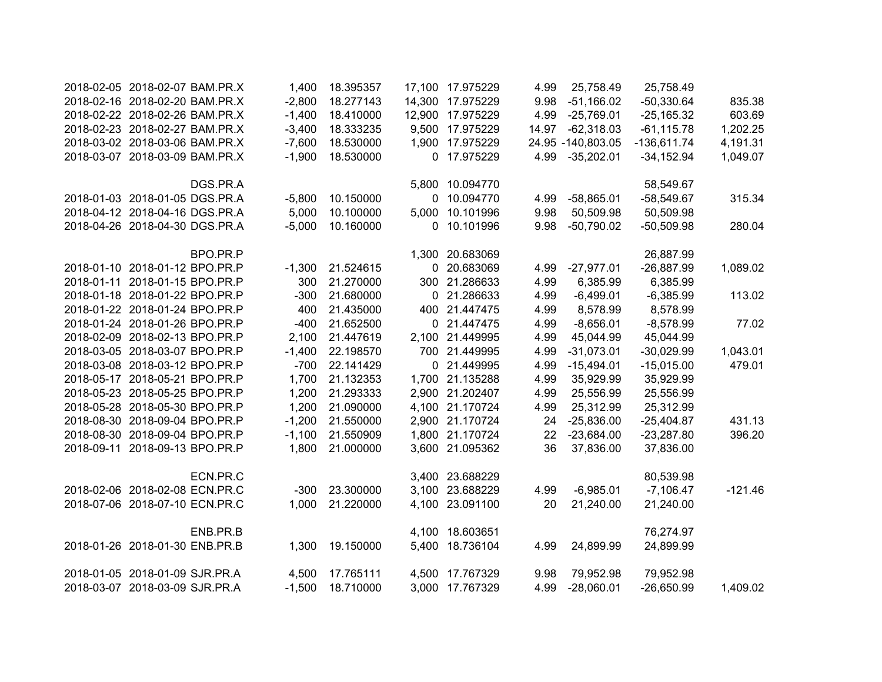| | | | | | | | | | | |
|---|---|---|---|---|---|---|---|---|---|---|
| 2018-02-05 | 2018-02-07 | BAM.PR.X | 1,400 | 18.395357 | 17,100 | 17.975229 | 4.99 | 25,758.49 | 25,758.49 | |
| 2018-02-16 | 2018-02-20 | BAM.PR.X | -2,800 | 18.277143 | 14,300 | 17.975229 | 9.98 | -51,166.02 | -50,330.64 | 835.38 |
| 2018-02-22 | 2018-02-26 | BAM.PR.X | -1,400 | 18.410000 | 12,900 | 17.975229 | 4.99 | -25,769.01 | -25,165.32 | 603.69 |
| 2018-02-23 | 2018-02-27 | BAM.PR.X | -3,400 | 18.333235 | 9,500 | 17.975229 | 14.97 | -62,318.03 | -61,115.78 | 1,202.25 |
| 2018-03-02 | 2018-03-06 | BAM.PR.X | -7,600 | 18.530000 | 1,900 | 17.975229 | 24.95 | -140,803.05 | -136,611.74 | 4,191.31 |
| 2018-03-07 | 2018-03-09 | BAM.PR.X | -1,900 | 18.530000 | 0 | 17.975229 | 4.99 | -35,202.01 | -34,152.94 | 1,049.07 |
| | | | | | | | | | | |
| | | DGS.PR.A | | | 5,800 | 10.094770 | | | 58,549.67 | |
| 2018-01-03 | 2018-01-05 | DGS.PR.A | -5,800 | 10.150000 | 0 | 10.094770 | 4.99 | -58,865.01 | -58,549.67 | 315.34 |
| 2018-04-12 | 2018-04-16 | DGS.PR.A | 5,000 | 10.100000 | 5,000 | 10.101996 | 9.98 | 50,509.98 | 50,509.98 | |
| 2018-04-26 | 2018-04-30 | DGS.PR.A | -5,000 | 10.160000 | 0 | 10.101996 | 9.98 | -50,790.02 | -50,509.98 | 280.04 |
| | | | | | | | | | | |
| | | BPO.PR.P | | | 1,300 | 20.683069 | | | 26,887.99 | |
| 2018-01-10 | 2018-01-12 | BPO.PR.P | -1,300 | 21.524615 | 0 | 20.683069 | 4.99 | -27,977.01 | -26,887.99 | 1,089.02 |
| 2018-01-11 | 2018-01-15 | BPO.PR.P | 300 | 21.270000 | 300 | 21.286633 | 4.99 | 6,385.99 | 6,385.99 | |
| 2018-01-18 | 2018-01-22 | BPO.PR.P | -300 | 21.680000 | 0 | 21.286633 | 4.99 | -6,499.01 | -6,385.99 | 113.02 |
| 2018-01-22 | 2018-01-24 | BPO.PR.P | 400 | 21.435000 | 400 | 21.447475 | 4.99 | 8,578.99 | 8,578.99 | |
| 2018-01-24 | 2018-01-26 | BPO.PR.P | -400 | 21.652500 | 0 | 21.447475 | 4.99 | -8,656.01 | -8,578.99 | 77.02 |
| 2018-02-09 | 2018-02-13 | BPO.PR.P | 2,100 | 21.447619 | 2,100 | 21.449995 | 4.99 | 45,044.99 | 45,044.99 | |
| 2018-03-05 | 2018-03-07 | BPO.PR.P | -1,400 | 22.198570 | 700 | 21.449995 | 4.99 | -31,073.01 | -30,029.99 | 1,043.01 |
| 2018-03-08 | 2018-03-12 | BPO.PR.P | -700 | 22.141429 | 0 | 21.449995 | 4.99 | -15,494.01 | -15,015.00 | 479.01 |
| 2018-05-17 | 2018-05-21 | BPO.PR.P | 1,700 | 21.132353 | 1,700 | 21.135288 | 4.99 | 35,929.99 | 35,929.99 | |
| 2018-05-23 | 2018-05-25 | BPO.PR.P | 1,200 | 21.293333 | 2,900 | 21.202407 | 4.99 | 25,556.99 | 25,556.99 | |
| 2018-05-28 | 2018-05-30 | BPO.PR.P | 1,200 | 21.090000 | 4,100 | 21.170724 | 4.99 | 25,312.99 | 25,312.99 | |
| 2018-08-30 | 2018-09-04 | BPO.PR.P | -1,200 | 21.550000 | 2,900 | 21.170724 | 24 | -25,836.00 | -25,404.87 | 431.13 |
| 2018-08-30 | 2018-09-04 | BPO.PR.P | -1,100 | 21.550909 | 1,800 | 21.170724 | 22 | -23,684.00 | -23,287.80 | 396.20 |
| 2018-09-11 | 2018-09-13 | BPO.PR.P | 1,800 | 21.000000 | 3,600 | 21.095362 | 36 | 37,836.00 | 37,836.00 | |
| | | | | | | | | | | |
| | | ECN.PR.C | | | 3,400 | 23.688229 | | | 80,539.98 | |
| 2018-02-06 | 2018-02-08 | ECN.PR.C | -300 | 23.300000 | 3,100 | 23.688229 | 4.99 | -6,985.01 | -7,106.47 | -121.46 |
| 2018-07-06 | 2018-07-10 | ECN.PR.C | 1,000 | 21.220000 | 4,100 | 23.091100 | 20 | 21,240.00 | 21,240.00 | |
| | | | | | | | | | | |
| | | ENB.PR.B | | | 4,100 | 18.603651 | | | 76,274.97 | |
| 2018-01-26 | 2018-01-30 | ENB.PR.B | 1,300 | 19.150000 | 5,400 | 18.736104 | 4.99 | 24,899.99 | 24,899.99 | |
| | | | | | | | | | | |
| 2018-01-05 | 2018-01-09 | SJR.PR.A | 4,500 | 17.765111 | 4,500 | 17.767329 | 9.98 | 79,952.98 | 79,952.98 | |
| 2018-03-07 | 2018-03-09 | SJR.PR.A | -1,500 | 18.710000 | 3,000 | 17.767329 | 4.99 | -28,060.01 | -26,650.99 | 1,409.02 |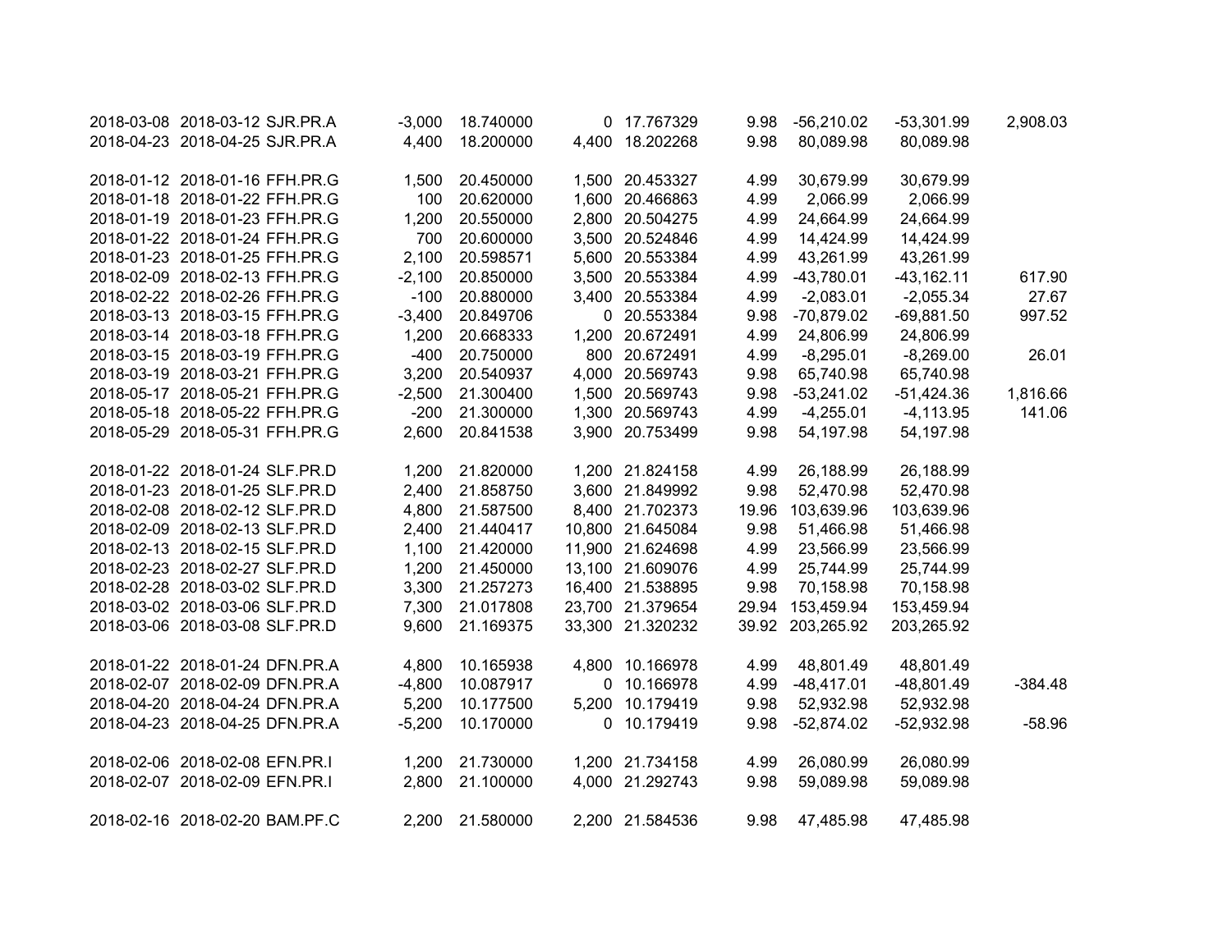| | | | | | | | | | | |
|---|---|---|---|---|---|---|---|---|---|---|
| 2018-03-08 | 2018-03-12 | SJR.PR.A | -3,000 | 18.740000 | 0 | 17.767329 | 9.98 | -56,210.02 | -53,301.99 | 2,908.03 |
| 2018-04-23 | 2018-04-25 | SJR.PR.A | 4,400 | 18.200000 | 4,400 | 18.202268 | 9.98 | 80,089.98 | 80,089.98 | |
| | | | | | | | | | | |
| 2018-01-12 | 2018-01-16 | FFH.PR.G | 1,500 | 20.450000 | 1,500 | 20.453327 | 4.99 | 30,679.99 | 30,679.99 | |
| 2018-01-18 | 2018-01-22 | FFH.PR.G | 100 | 20.620000 | 1,600 | 20.466863 | 4.99 | 2,066.99 | 2,066.99 | |
| 2018-01-19 | 2018-01-23 | FFH.PR.G | 1,200 | 20.550000 | 2,800 | 20.504275 | 4.99 | 24,664.99 | 24,664.99 | |
| 2018-01-22 | 2018-01-24 | FFH.PR.G | 700 | 20.600000 | 3,500 | 20.524846 | 4.99 | 14,424.99 | 14,424.99 | |
| 2018-01-23 | 2018-01-25 | FFH.PR.G | 2,100 | 20.598571 | 5,600 | 20.553384 | 4.99 | 43,261.99 | 43,261.99 | |
| 2018-02-09 | 2018-02-13 | FFH.PR.G | -2,100 | 20.850000 | 3,500 | 20.553384 | 4.99 | -43,780.01 | -43,162.11 | 617.90 |
| 2018-02-22 | 2018-02-26 | FFH.PR.G | -100 | 20.880000 | 3,400 | 20.553384 | 4.99 | -2,083.01 | -2,055.34 | 27.67 |
| 2018-03-13 | 2018-03-15 | FFH.PR.G | -3,400 | 20.849706 | 0 | 20.553384 | 9.98 | -70,879.02 | -69,881.50 | 997.52 |
| 2018-03-14 | 2018-03-18 | FFH.PR.G | 1,200 | 20.668333 | 1,200 | 20.672491 | 4.99 | 24,806.99 | 24,806.99 | |
| 2018-03-15 | 2018-03-19 | FFH.PR.G | -400 | 20.750000 | 800 | 20.672491 | 4.99 | -8,295.01 | -8,269.00 | 26.01 |
| 2018-03-19 | 2018-03-21 | FFH.PR.G | 3,200 | 20.540937 | 4,000 | 20.569743 | 9.98 | 65,740.98 | 65,740.98 | |
| 2018-05-17 | 2018-05-21 | FFH.PR.G | -2,500 | 21.300400 | 1,500 | 20.569743 | 9.98 | -53,241.02 | -51,424.36 | 1,816.66 |
| 2018-05-18 | 2018-05-22 | FFH.PR.G | -200 | 21.300000 | 1,300 | 20.569743 | 4.99 | -4,255.01 | -4,113.95 | 141.06 |
| 2018-05-29 | 2018-05-31 | FFH.PR.G | 2,600 | 20.841538 | 3,900 | 20.753499 | 9.98 | 54,197.98 | 54,197.98 | |
| | | | | | | | | | | |
| 2018-01-22 | 2018-01-24 | SLF.PR.D | 1,200 | 21.820000 | 1,200 | 21.824158 | 4.99 | 26,188.99 | 26,188.99 | |
| 2018-01-23 | 2018-01-25 | SLF.PR.D | 2,400 | 21.858750 | 3,600 | 21.849992 | 9.98 | 52,470.98 | 52,470.98 | |
| 2018-02-08 | 2018-02-12 | SLF.PR.D | 4,800 | 21.587500 | 8,400 | 21.702373 | 19.96 | 103,639.96 | 103,639.96 | |
| 2018-02-09 | 2018-02-13 | SLF.PR.D | 2,400 | 21.440417 | 10,800 | 21.645084 | 9.98 | 51,466.98 | 51,466.98 | |
| 2018-02-13 | 2018-02-15 | SLF.PR.D | 1,100 | 21.420000 | 11,900 | 21.624698 | 4.99 | 23,566.99 | 23,566.99 | |
| 2018-02-23 | 2018-02-27 | SLF.PR.D | 1,200 | 21.450000 | 13,100 | 21.609076 | 4.99 | 25,744.99 | 25,744.99 | |
| 2018-02-28 | 2018-03-02 | SLF.PR.D | 3,300 | 21.257273 | 16,400 | 21.538895 | 9.98 | 70,158.98 | 70,158.98 | |
| 2018-03-02 | 2018-03-06 | SLF.PR.D | 7,300 | 21.017808 | 23,700 | 21.379654 | 29.94 | 153,459.94 | 153,459.94 | |
| 2018-03-06 | 2018-03-08 | SLF.PR.D | 9,600 | 21.169375 | 33,300 | 21.320232 | 39.92 | 203,265.92 | 203,265.92 | |
| | | | | | | | | | | |
| 2018-01-22 | 2018-01-24 | DFN.PR.A | 4,800 | 10.165938 | 4,800 | 10.166978 | 4.99 | 48,801.49 | 48,801.49 | |
| 2018-02-07 | 2018-02-09 | DFN.PR.A | -4,800 | 10.087917 | 0 | 10.166978 | 4.99 | -48,417.01 | -48,801.49 | -384.48 |
| 2018-04-20 | 2018-04-24 | DFN.PR.A | 5,200 | 10.177500 | 5,200 | 10.179419 | 9.98 | 52,932.98 | 52,932.98 | |
| 2018-04-23 | 2018-04-25 | DFN.PR.A | -5,200 | 10.170000 | 0 | 10.179419 | 9.98 | -52,874.02 | -52,932.98 | -58.96 |
| | | | | | | | | | | |
| 2018-02-06 | 2018-02-08 | EFN.PR.I | 1,200 | 21.730000 | 1,200 | 21.734158 | 4.99 | 26,080.99 | 26,080.99 | |
| 2018-02-07 | 2018-02-09 | EFN.PR.I | 2,800 | 21.100000 | 4,000 | 21.292743 | 9.98 | 59,089.98 | 59,089.98 | |
| | | | | | | | | | | |
| 2018-02-16 | 2018-02-20 | BAM.PF.C | 2,200 | 21.580000 | 2,200 | 21.584536 | 9.98 | 47,485.98 | 47,485.98 | |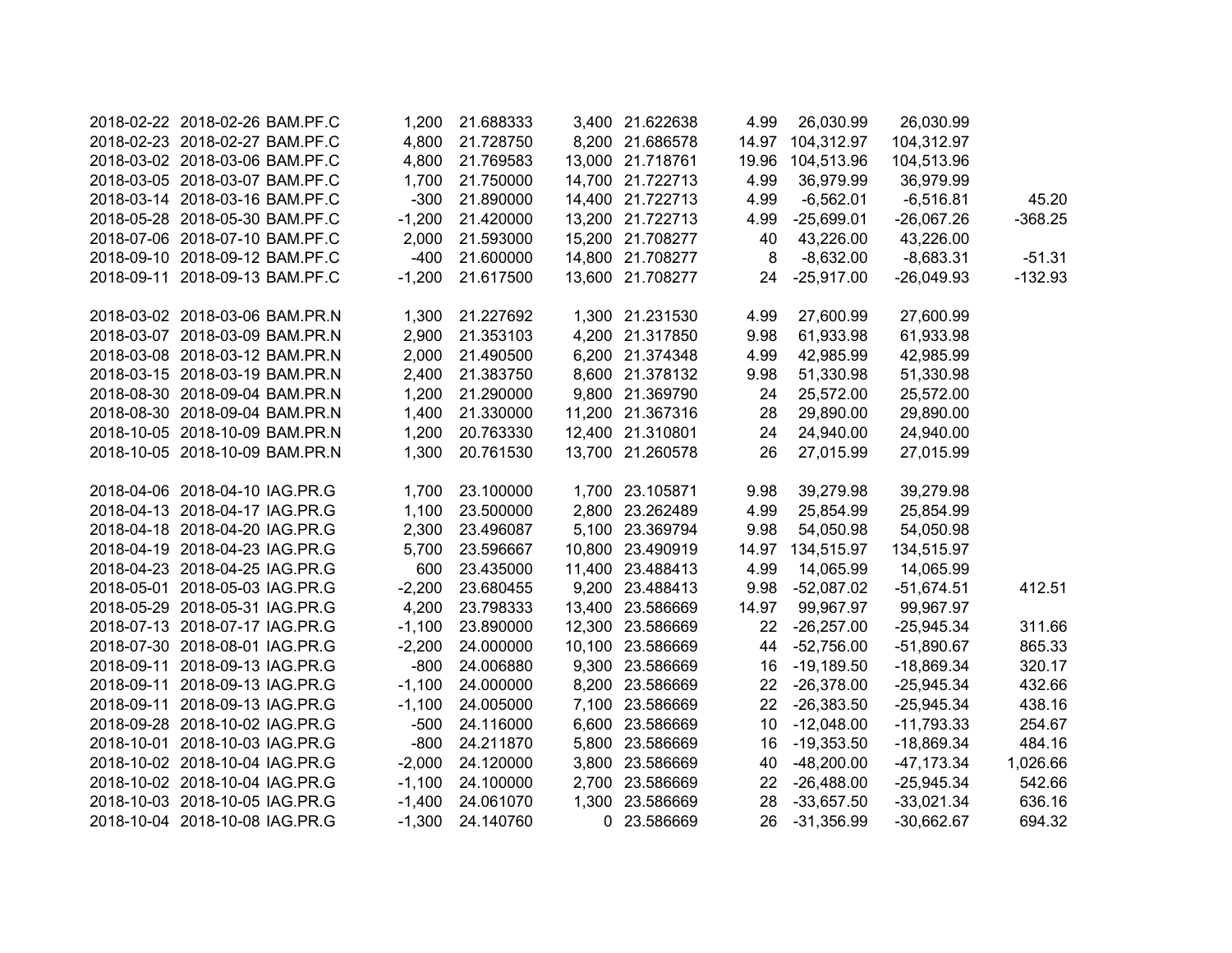| | | | | | | | | | | |
|---|---|---|---|---|---|---|---|---|---|---|
| 2018-02-22 | 2018-02-26 | BAM.PF.C | 1,200 | 21.688333 | 3,400 | 21.622638 | 4.99 | 26,030.99 | 26,030.99 | |
| 2018-02-23 | 2018-02-27 | BAM.PF.C | 4,800 | 21.728750 | 8,200 | 21.686578 | 14.97 | 104,312.97 | 104,312.97 | |
| 2018-03-02 | 2018-03-06 | BAM.PF.C | 4,800 | 21.769583 | 13,000 | 21.718761 | 19.96 | 104,513.96 | 104,513.96 | |
| 2018-03-05 | 2018-03-07 | BAM.PF.C | 1,700 | 21.750000 | 14,700 | 21.722713 | 4.99 | 36,979.99 | 36,979.99 | |
| 2018-03-14 | 2018-03-16 | BAM.PF.C | -300 | 21.890000 | 14,400 | 21.722713 | 4.99 | -6,562.01 | -6,516.81 | 45.20 |
| 2018-05-28 | 2018-05-30 | BAM.PF.C | -1,200 | 21.420000 | 13,200 | 21.722713 | 4.99 | -25,699.01 | -26,067.26 | -368.25 |
| 2018-07-06 | 2018-07-10 | BAM.PF.C | 2,000 | 21.593000 | 15,200 | 21.708277 | 40 | 43,226.00 | 43,226.00 | |
| 2018-09-10 | 2018-09-12 | BAM.PF.C | -400 | 21.600000 | 14,800 | 21.708277 | 8 | -8,632.00 | -8,683.31 | -51.31 |
| 2018-09-11 | 2018-09-13 | BAM.PF.C | -1,200 | 21.617500 | 13,600 | 21.708277 | 24 | -25,917.00 | -26,049.93 | -132.93 |
| | | | | | | | | | | |
| 2018-03-02 | 2018-03-06 | BAM.PR.N | 1,300 | 21.227692 | 1,300 | 21.231530 | 4.99 | 27,600.99 | 27,600.99 | |
| 2018-03-07 | 2018-03-09 | BAM.PR.N | 2,900 | 21.353103 | 4,200 | 21.317850 | 9.98 | 61,933.98 | 61,933.98 | |
| 2018-03-08 | 2018-03-12 | BAM.PR.N | 2,000 | 21.490500 | 6,200 | 21.374348 | 4.99 | 42,985.99 | 42,985.99 | |
| 2018-03-15 | 2018-03-19 | BAM.PR.N | 2,400 | 21.383750 | 8,600 | 21.378132 | 9.98 | 51,330.98 | 51,330.98 | |
| 2018-08-30 | 2018-09-04 | BAM.PR.N | 1,200 | 21.290000 | 9,800 | 21.369790 | 24 | 25,572.00 | 25,572.00 | |
| 2018-08-30 | 2018-09-04 | BAM.PR.N | 1,400 | 21.330000 | 11,200 | 21.367316 | 28 | 29,890.00 | 29,890.00 | |
| 2018-10-05 | 2018-10-09 | BAM.PR.N | 1,200 | 20.763330 | 12,400 | 21.310801 | 24 | 24,940.00 | 24,940.00 | |
| 2018-10-05 | 2018-10-09 | BAM.PR.N | 1,300 | 20.761530 | 13,700 | 21.260578 | 26 | 27,015.99 | 27,015.99 | |
| | | | | | | | | | | |
| 2018-04-06 | 2018-04-10 | IAG.PR.G | 1,700 | 23.100000 | 1,700 | 23.105871 | 9.98 | 39,279.98 | 39,279.98 | |
| 2018-04-13 | 2018-04-17 | IAG.PR.G | 1,100 | 23.500000 | 2,800 | 23.262489 | 4.99 | 25,854.99 | 25,854.99 | |
| 2018-04-18 | 2018-04-20 | IAG.PR.G | 2,300 | 23.496087 | 5,100 | 23.369794 | 9.98 | 54,050.98 | 54,050.98 | |
| 2018-04-19 | 2018-04-23 | IAG.PR.G | 5,700 | 23.596667 | 10,800 | 23.490919 | 14.97 | 134,515.97 | 134,515.97 | |
| 2018-04-23 | 2018-04-25 | IAG.PR.G | 600 | 23.435000 | 11,400 | 23.488413 | 4.99 | 14,065.99 | 14,065.99 | |
| 2018-05-01 | 2018-05-03 | IAG.PR.G | -2,200 | 23.680455 | 9,200 | 23.488413 | 9.98 | -52,087.02 | -51,674.51 | 412.51 |
| 2018-05-29 | 2018-05-31 | IAG.PR.G | 4,200 | 23.798333 | 13,400 | 23.586669 | 14.97 | 99,967.97 | 99,967.97 | |
| 2018-07-13 | 2018-07-17 | IAG.PR.G | -1,100 | 23.890000 | 12,300 | 23.586669 | 22 | -26,257.00 | -25,945.34 | 311.66 |
| 2018-07-30 | 2018-08-01 | IAG.PR.G | -2,200 | 24.000000 | 10,100 | 23.586669 | 44 | -52,756.00 | -51,890.67 | 865.33 |
| 2018-09-11 | 2018-09-13 | IAG.PR.G | -800 | 24.006880 | 9,300 | 23.586669 | 16 | -19,189.50 | -18,869.34 | 320.17 |
| 2018-09-11 | 2018-09-13 | IAG.PR.G | -1,100 | 24.000000 | 8,200 | 23.586669 | 22 | -26,378.00 | -25,945.34 | 432.66 |
| 2018-09-11 | 2018-09-13 | IAG.PR.G | -1,100 | 24.005000 | 7,100 | 23.586669 | 22 | -26,383.50 | -25,945.34 | 438.16 |
| 2018-09-28 | 2018-10-02 | IAG.PR.G | -500 | 24.116000 | 6,600 | 23.586669 | 10 | -12,048.00 | -11,793.33 | 254.67 |
| 2018-10-01 | 2018-10-03 | IAG.PR.G | -800 | 24.211870 | 5,800 | 23.586669 | 16 | -19,353.50 | -18,869.34 | 484.16 |
| 2018-10-02 | 2018-10-04 | IAG.PR.G | -2,000 | 24.120000 | 3,800 | 23.586669 | 40 | -48,200.00 | -47,173.34 | 1,026.66 |
| 2018-10-02 | 2018-10-04 | IAG.PR.G | -1,100 | 24.100000 | 2,700 | 23.586669 | 22 | -26,488.00 | -25,945.34 | 542.66 |
| 2018-10-03 | 2018-10-05 | IAG.PR.G | -1,400 | 24.061070 | 1,300 | 23.586669 | 28 | -33,657.50 | -33,021.34 | 636.16 |
| 2018-10-04 | 2018-10-08 | IAG.PR.G | -1,300 | 24.140760 | 0 | 23.586669 | 26 | -31,356.99 | -30,662.67 | 694.32 |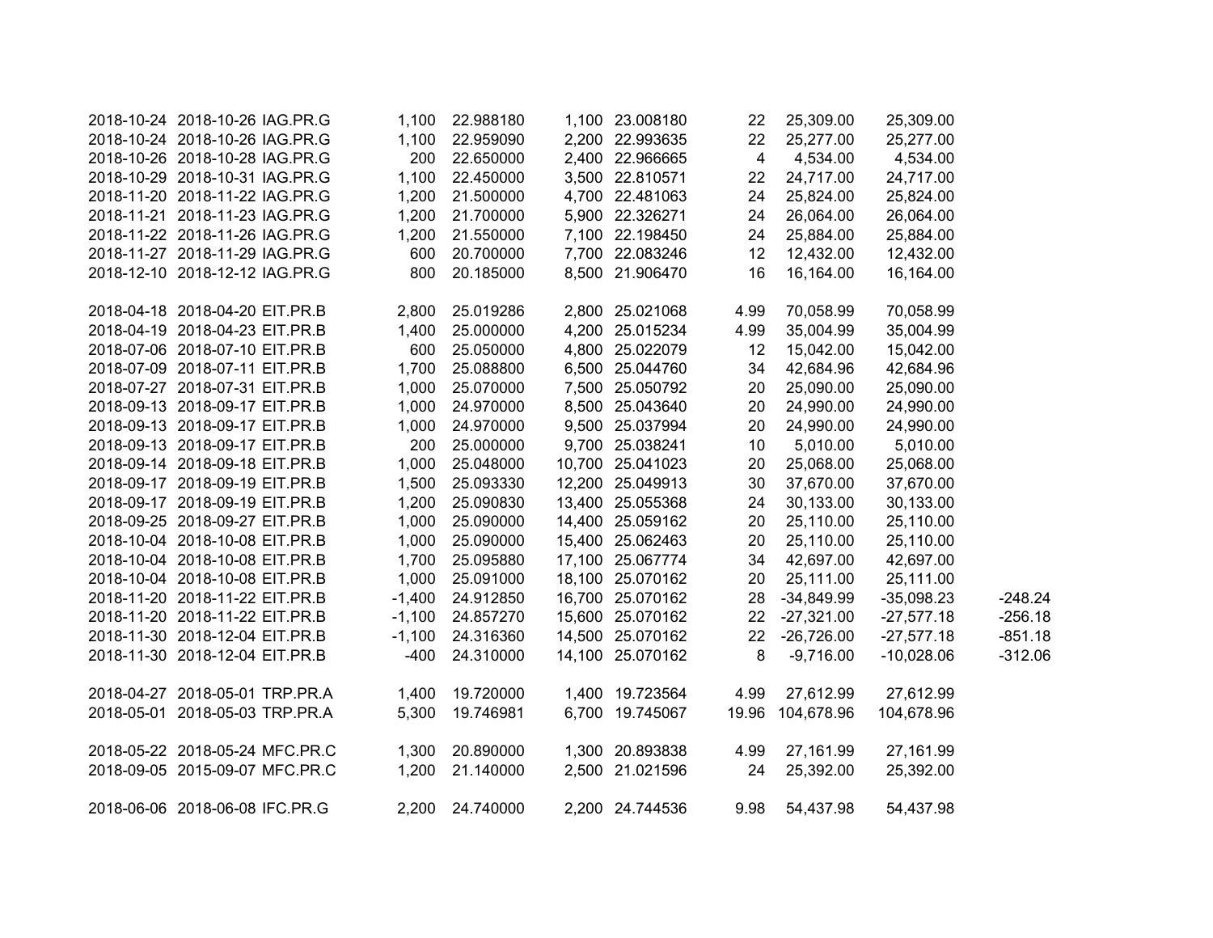|  |  |  |  |  |  |  |  |  |  |  |
|---|---|---|---|---|---|---|---|---|---|---|
| 2018-10-24 | 2018-10-26 | IAG.PR.G | 1,100 | 22.988180 | 1,100 | 23.008180 | 22 | 25,309.00 | 25,309.00 |  |
| 2018-10-24 | 2018-10-26 | IAG.PR.G | 1,100 | 22.959090 | 2,200 | 22.993635 | 22 | 25,277.00 | 25,277.00 |  |
| 2018-10-26 | 2018-10-28 | IAG.PR.G | 200 | 22.650000 | 2,400 | 22.966665 | 4 | 4,534.00 | 4,534.00 |  |
| 2018-10-29 | 2018-10-31 | IAG.PR.G | 1,100 | 22.450000 | 3,500 | 22.810571 | 22 | 24,717.00 | 24,717.00 |  |
| 2018-11-20 | 2018-11-22 | IAG.PR.G | 1,200 | 21.500000 | 4,700 | 22.481063 | 24 | 25,824.00 | 25,824.00 |  |
| 2018-11-21 | 2018-11-23 | IAG.PR.G | 1,200 | 21.700000 | 5,900 | 22.326271 | 24 | 26,064.00 | 26,064.00 |  |
| 2018-11-22 | 2018-11-26 | IAG.PR.G | 1,200 | 21.550000 | 7,100 | 22.198450 | 24 | 25,884.00 | 25,884.00 |  |
| 2018-11-27 | 2018-11-29 | IAG.PR.G | 600 | 20.700000 | 7,700 | 22.083246 | 12 | 12,432.00 | 12,432.00 |  |
| 2018-12-10 | 2018-12-12 | IAG.PR.G | 800 | 20.185000 | 8,500 | 21.906470 | 16 | 16,164.00 | 16,164.00 |  |
|  |  |  |  |  |  |  |  |  |  |  |
| 2018-04-18 | 2018-04-20 | EIT.PR.B | 2,800 | 25.019286 | 2,800 | 25.021068 | 4.99 | 70,058.99 | 70,058.99 |  |
| 2018-04-19 | 2018-04-23 | EIT.PR.B | 1,400 | 25.000000 | 4,200 | 25.015234 | 4.99 | 35,004.99 | 35,004.99 |  |
| 2018-07-06 | 2018-07-10 | EIT.PR.B | 600 | 25.050000 | 4,800 | 25.022079 | 12 | 15,042.00 | 15,042.00 |  |
| 2018-07-09 | 2018-07-11 | EIT.PR.B | 1,700 | 25.088800 | 6,500 | 25.044760 | 34 | 42,684.96 | 42,684.96 |  |
| 2018-07-27 | 2018-07-31 | EIT.PR.B | 1,000 | 25.070000 | 7,500 | 25.050792 | 20 | 25,090.00 | 25,090.00 |  |
| 2018-09-13 | 2018-09-17 | EIT.PR.B | 1,000 | 24.970000 | 8,500 | 25.043640 | 20 | 24,990.00 | 24,990.00 |  |
| 2018-09-13 | 2018-09-17 | EIT.PR.B | 1,000 | 24.970000 | 9,500 | 25.037994 | 20 | 24,990.00 | 24,990.00 |  |
| 2018-09-13 | 2018-09-17 | EIT.PR.B | 200 | 25.000000 | 9,700 | 25.038241 | 10 | 5,010.00 | 5,010.00 |  |
| 2018-09-14 | 2018-09-18 | EIT.PR.B | 1,000 | 25.048000 | 10,700 | 25.041023 | 20 | 25,068.00 | 25,068.00 |  |
| 2018-09-17 | 2018-09-19 | EIT.PR.B | 1,500 | 25.093330 | 12,200 | 25.049913 | 30 | 37,670.00 | 37,670.00 |  |
| 2018-09-17 | 2018-09-19 | EIT.PR.B | 1,200 | 25.090830 | 13,400 | 25.055368 | 24 | 30,133.00 | 30,133.00 |  |
| 2018-09-25 | 2018-09-27 | EIT.PR.B | 1,000 | 25.090000 | 14,400 | 25.059162 | 20 | 25,110.00 | 25,110.00 |  |
| 2018-10-04 | 2018-10-08 | EIT.PR.B | 1,000 | 25.090000 | 15,400 | 25.062463 | 20 | 25,110.00 | 25,110.00 |  |
| 2018-10-04 | 2018-10-08 | EIT.PR.B | 1,700 | 25.095880 | 17,100 | 25.067774 | 34 | 42,697.00 | 42,697.00 |  |
| 2018-10-04 | 2018-10-08 | EIT.PR.B | 1,000 | 25.091000 | 18,100 | 25.070162 | 20 | 25,111.00 | 25,111.00 |  |
| 2018-11-20 | 2018-11-22 | EIT.PR.B | -1,400 | 24.912850 | 16,700 | 25.070162 | 28 | -34,849.99 | -35,098.23 | -248.24 |
| 2018-11-20 | 2018-11-22 | EIT.PR.B | -1,100 | 24.857270 | 15,600 | 25.070162 | 22 | -27,321.00 | -27,577.18 | -256.18 |
| 2018-11-30 | 2018-12-04 | EIT.PR.B | -1,100 | 24.316360 | 14,500 | 25.070162 | 22 | -26,726.00 | -27,577.18 | -851.18 |
| 2018-11-30 | 2018-12-04 | EIT.PR.B | -400 | 24.310000 | 14,100 | 25.070162 | 8 | -9,716.00 | -10,028.06 | -312.06 |
|  |  |  |  |  |  |  |  |  |  |  |
| 2018-04-27 | 2018-05-01 | TRP.PR.A | 1,400 | 19.720000 | 1,400 | 19.723564 | 4.99 | 27,612.99 | 27,612.99 |  |
| 2018-05-01 | 2018-05-03 | TRP.PR.A | 5,300 | 19.746981 | 6,700 | 19.745067 | 19.96 | 104,678.96 | 104,678.96 |  |
|  |  |  |  |  |  |  |  |  |  |  |
| 2018-05-22 | 2018-05-24 | MFC.PR.C | 1,300 | 20.890000 | 1,300 | 20.893838 | 4.99 | 27,161.99 | 27,161.99 |  |
| 2018-09-05 | 2015-09-07 | MFC.PR.C | 1,200 | 21.140000 | 2,500 | 21.021596 | 24 | 25,392.00 | 25,392.00 |  |
|  |  |  |  |  |  |  |  |  |  |  |
| 2018-06-06 | 2018-06-08 | IFC.PR.G | 2,200 | 24.740000 | 2,200 | 24.744536 | 9.98 | 54,437.98 | 54,437.98 |  |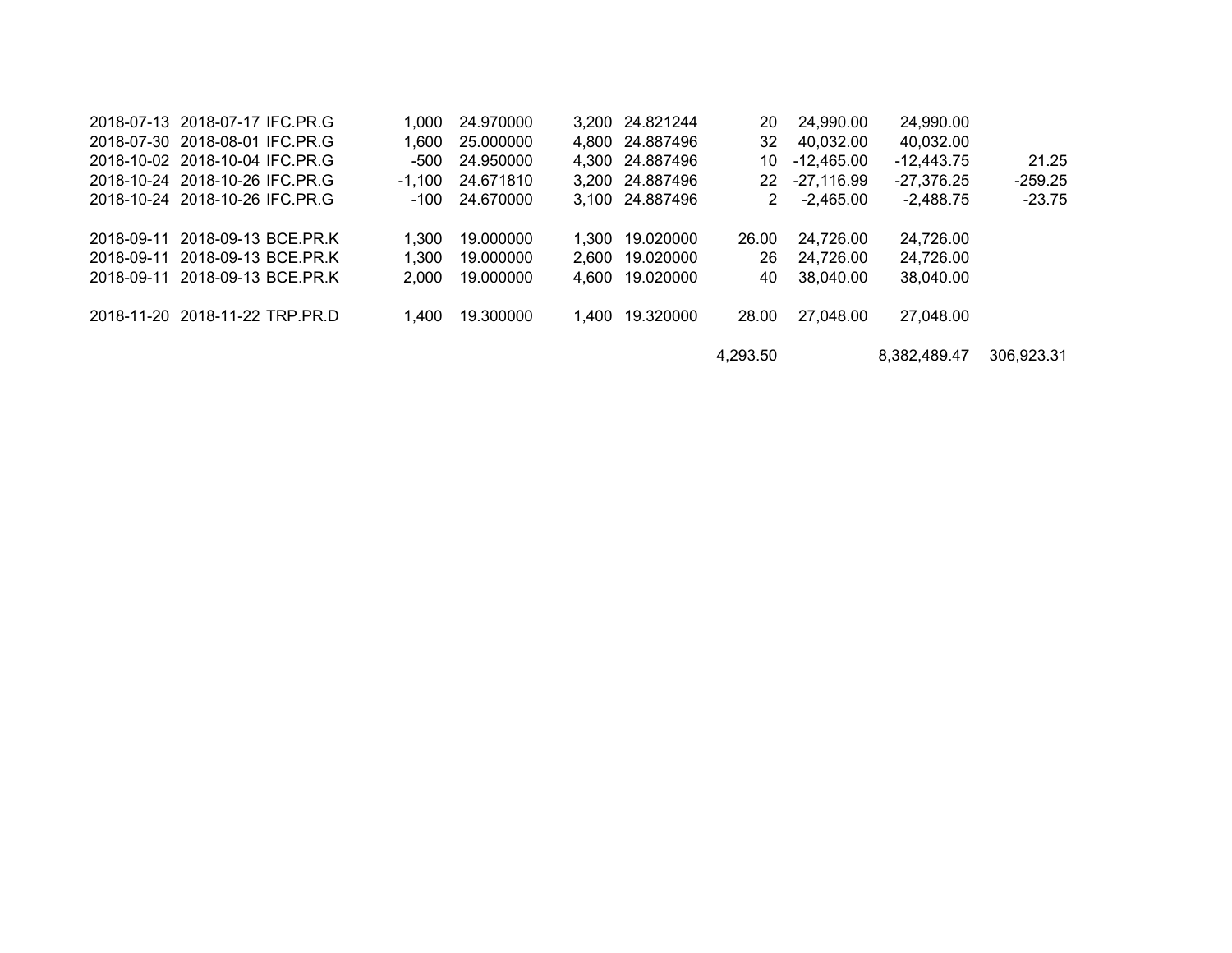| | | | | | | | | | | |
|---|---|---|---|---|---|---|---|---|---|---|
| 2018-07-13 | 2018-07-17 | IFC.PR.G | 1,000 | 24.970000 | 3,200 | 24.821244 | 20 | 24,990.00 | 24,990.00 | |
| 2018-07-30 | 2018-08-01 | IFC.PR.G | 1,600 | 25.000000 | 4,800 | 24.887496 | 32 | 40,032.00 | 40,032.00 | |
| 2018-10-02 | 2018-10-04 | IFC.PR.G | -500 | 24.950000 | 4,300 | 24.887496 | 10 | -12,465.00 | -12,443.75 | 21.25 |
| 2018-10-24 | 2018-10-26 | IFC.PR.G | -1,100 | 24.671810 | 3,200 | 24.887496 | 22 | -27,116.99 | -27,376.25 | -259.25 |
| 2018-10-24 | 2018-10-26 | IFC.PR.G | -100 | 24.670000 | 3,100 | 24.887496 | 2 | -2,465.00 | -2,488.75 | -23.75 |
| | | | | | | | | | | |
| 2018-09-11 | 2018-09-13 | BCE.PR.K | 1,300 | 19.000000 | 1,300 | 19.020000 | 26.00 | 24,726.00 | 24,726.00 | |
| 2018-09-11 | 2018-09-13 | BCE.PR.K | 1,300 | 19.000000 | 2,600 | 19.020000 | 26 | 24,726.00 | 24,726.00 | |
| 2018-09-11 | 2018-09-13 | BCE.PR.K | 2,000 | 19.000000 | 4,600 | 19.020000 | 40 | 38,040.00 | 38,040.00 | |
| | | | | | | | | | | |
| 2018-11-20 | 2018-11-22 | TRP.PR.D | 1,400 | 19.300000 | 1,400 | 19.320000 | 28.00 | 27,048.00 | 27,048.00 | |
| | | | | | | | | | | |
| | | | | | | | 4,293.50 | | 8,382,489.47 | 306,923.31 |